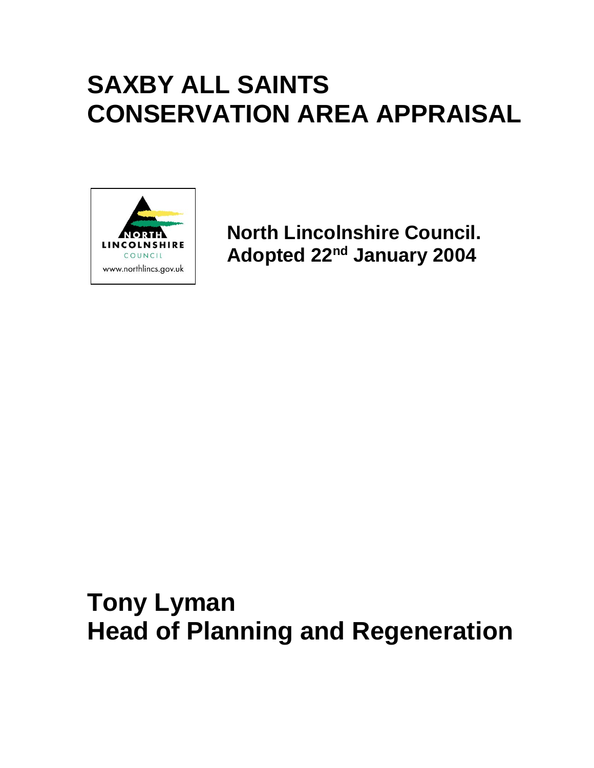# SAXBY ALL SAINTS CONSERVATION AREA APPRAISAL

NORTH LINCOLNSHIRE COUNCIL
www.northlincs.gov.uk

**North Lincolnshire Council.**
**Adopted 22nd January 2004**

## Tony Lyman
## Head of Planning and Regeneration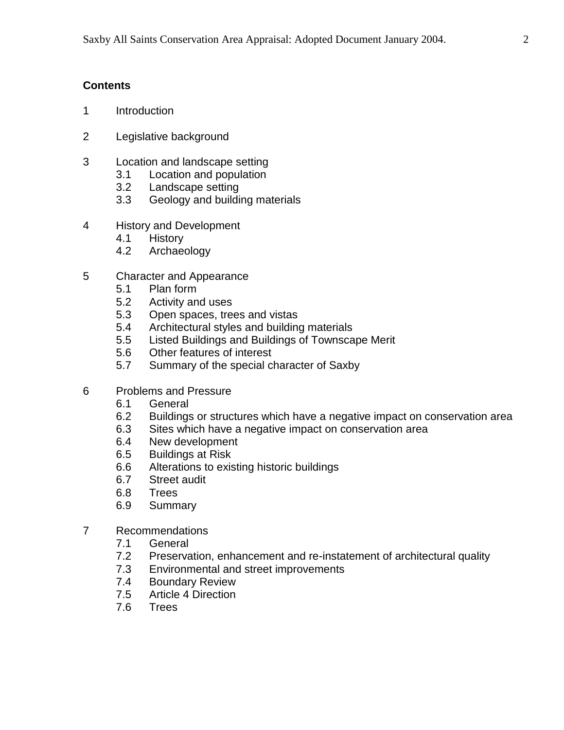**Contents**

1 Introduction

2 Legislative background

3 Location and landscape setting
   - 3.1 Location and population
   - 3.2 Landscape setting
   - 3.3 Geology and building materials

4 History and Development
   - 4.1 History
   - 4.2 Archaeology

5 Character and Appearance
   - 5.1 Plan form
   - 5.2 Activity and uses
   - 5.3 Open spaces, trees and vistas
   - 5.4 Architectural styles and building materials
   - 5.5 Listed Buildings and Buildings of Townscape Merit
   - 5.6 Other features of interest
   - 5.7 Summary of the special character of Saxby

6 Problems and Pressure
   - 6.1 General
   - 6.2 Buildings or structures which have a negative impact on conservation area
   - 6.3 Sites which have a negative impact on conservation area
   - 6.4 New development
   - 6.5 Buildings at Risk
   - 6.6 Alterations to existing historic buildings
   - 6.7 Street audit
   - 6.8 Trees
   - 6.9 Summary

7 Recommendations
   - 7.1 General
   - 7.2 Preservation, enhancement and re-instatement of architectural quality
   - 7.3 Environmental and street improvements
   - 7.4 Boundary Review
   - 7.5 Article 4 Direction
   - 7.6 Trees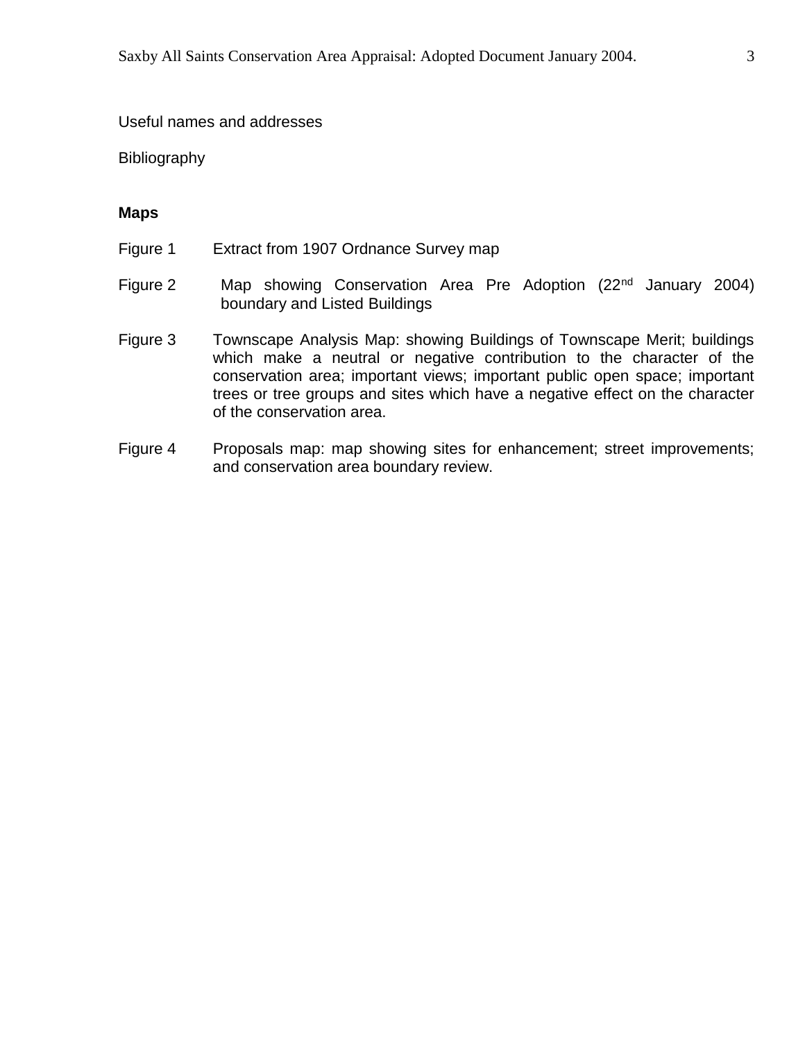Useful names and addresses

Bibliography

**Maps**

Figure 1 Extract from 1907 Ordnance Survey map

Figure 2 Map showing Conservation Area Pre Adoption (22nd January 2004) boundary and Listed Buildings

Figure 3 Townscape Analysis Map: showing Buildings of Townscape Merit; buildings which make a neutral or negative contribution to the character of the conservation area; important views; important public open space; important trees or tree groups and sites which have a negative effect on the character of the conservation area.

Figure 4 Proposals map: map showing sites for enhancement; street improvements; and conservation area boundary review.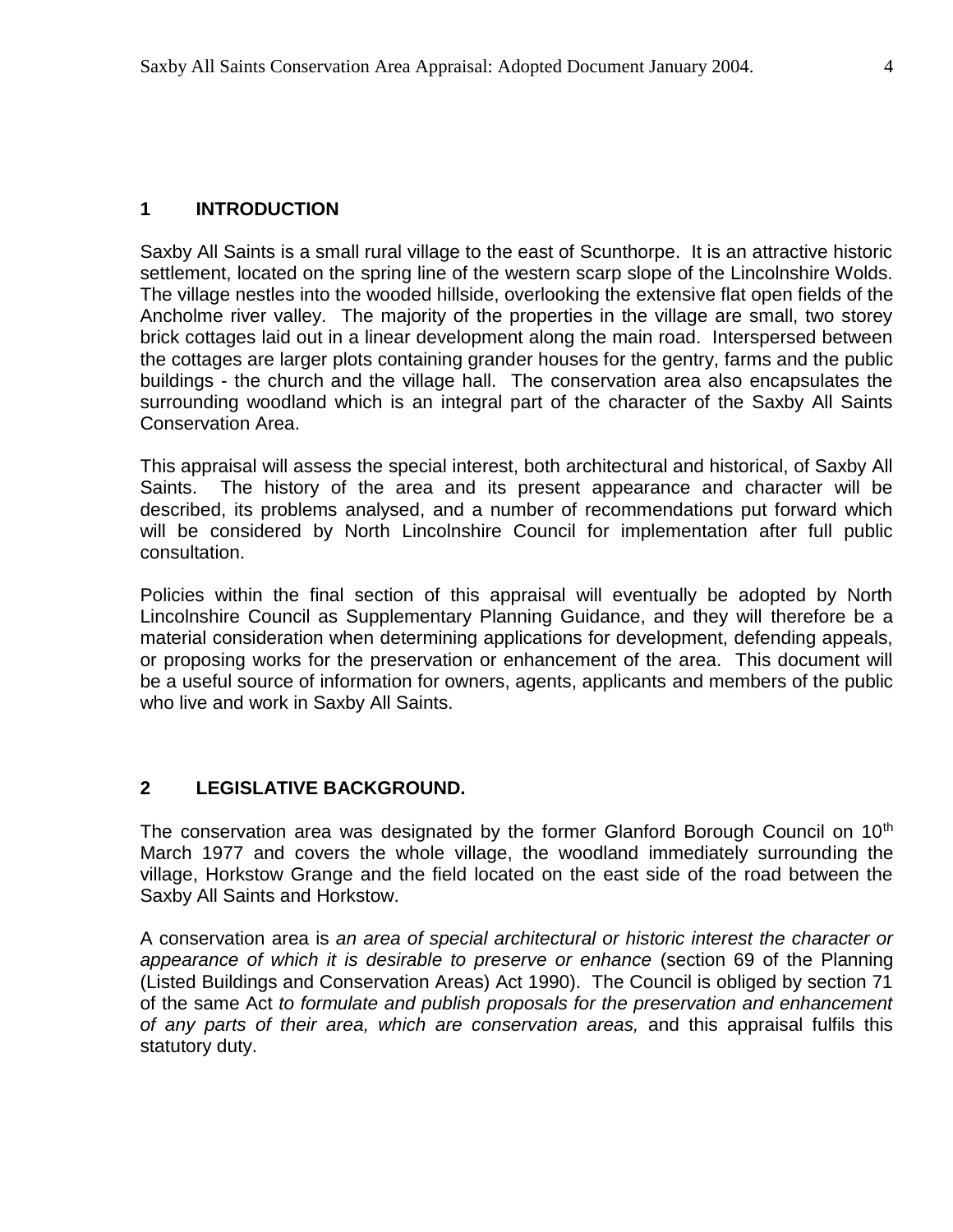## 1 INTRODUCTION

Saxby All Saints is a small rural village to the east of Scunthorpe. It is an attractive historic settlement, located on the spring line of the western scarp slope of the Lincolnshire Wolds. The village nestles into the wooded hillside, overlooking the extensive flat open fields of the Ancholme river valley. The majority of the properties in the village are small, two storey brick cottages laid out in a linear development along the main road. Interspersed between the cottages are larger plots containing grander houses for the gentry, farms and the public buildings - the church and the village hall. The conservation area also encapsulates the surrounding woodland which is an integral part of the character of the Saxby All Saints Conservation Area.

This appraisal will assess the special interest, both architectural and historical, of Saxby All Saints. The history of the area and its present appearance and character will be described, its problems analysed, and a number of recommendations put forward which will be considered by North Lincolnshire Council for implementation after full public consultation.

Policies within the final section of this appraisal will eventually be adopted by North Lincolnshire Council as Supplementary Planning Guidance, and they will therefore be a material consideration when determining applications for development, defending appeals, or proposing works for the preservation or enhancement of the area. This document will be a useful source of information for owners, agents, applicants and members of the public who live and work in Saxby All Saints.

## 2 LEGISLATIVE BACKGROUND.

The conservation area was designated by the former Glanford Borough Council on 10th March 1977 and covers the whole village, the woodland immediately surrounding the village, Horkstow Grange and the field located on the east side of the road between the Saxby All Saints and Horkstow.

A conservation area is *an area of special architectural or historic interest the character or appearance of which it is desirable to preserve or enhance* (section 69 of the Planning (Listed Buildings and Conservation Areas) Act 1990). The Council is obliged by section 71 of the same Act *to formulate and publish proposals for the preservation and enhancement of any parts of their area, which are conservation areas,* and this appraisal fulfils this statutory duty.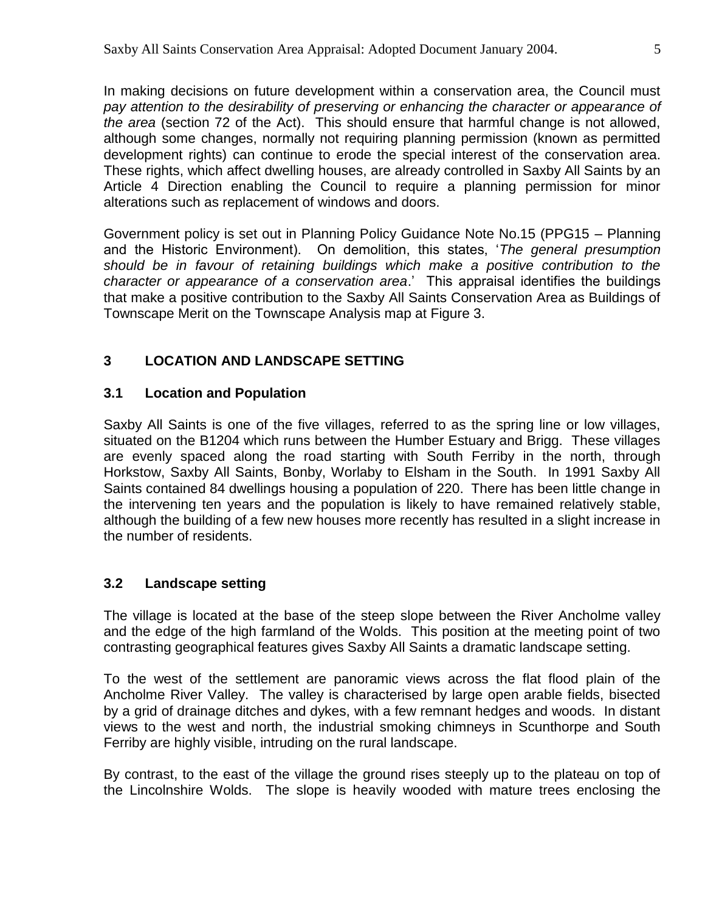In making decisions on future development within a conservation area, the Council must *pay attention to the desirability of preserving or enhancing the character or appearance of the area* (section 72 of the Act). This should ensure that harmful change is not allowed, although some changes, normally not requiring planning permission (known as permitted development rights) can continue to erode the special interest of the conservation area. These rights, which affect dwelling houses, are already controlled in Saxby All Saints by an Article 4 Direction enabling the Council to require a planning permission for minor alterations such as replacement of windows and doors.

Government policy is set out in Planning Policy Guidance Note No.15 (PPG15 – Planning and the Historic Environment). On demolition, this states, '*The general presumption should be in favour of retaining buildings which make a positive contribution to the character or appearance of a conservation area*.' This appraisal identifies the buildings that make a positive contribution to the Saxby All Saints Conservation Area as Buildings of Townscape Merit on the Townscape Analysis map at Figure 3.

## 3 LOCATION AND LANDSCAPE SETTING

### 3.1 Location and Population

Saxby All Saints is one of the five villages, referred to as the spring line or low villages, situated on the B1204 which runs between the Humber Estuary and Brigg. These villages are evenly spaced along the road starting with South Ferriby in the north, through Horkstow, Saxby All Saints, Bonby, Worlaby to Elsham in the South. In 1991 Saxby All Saints contained 84 dwellings housing a population of 220. There has been little change in the intervening ten years and the population is likely to have remained relatively stable, although the building of a few new houses more recently has resulted in a slight increase in the number of residents.

### 3.2 Landscape setting

The village is located at the base of the steep slope between the River Ancholme valley and the edge of the high farmland of the Wolds. This position at the meeting point of two contrasting geographical features gives Saxby All Saints a dramatic landscape setting.

To the west of the settlement are panoramic views across the flat flood plain of the Ancholme River Valley. The valley is characterised by large open arable fields, bisected by a grid of drainage ditches and dykes, with a few remnant hedges and woods. In distant views to the west and north, the industrial smoking chimneys in Scunthorpe and South Ferriby are highly visible, intruding on the rural landscape.

By contrast, to the east of the village the ground rises steeply up to the plateau on top of the Lincolnshire Wolds. The slope is heavily wooded with mature trees enclosing the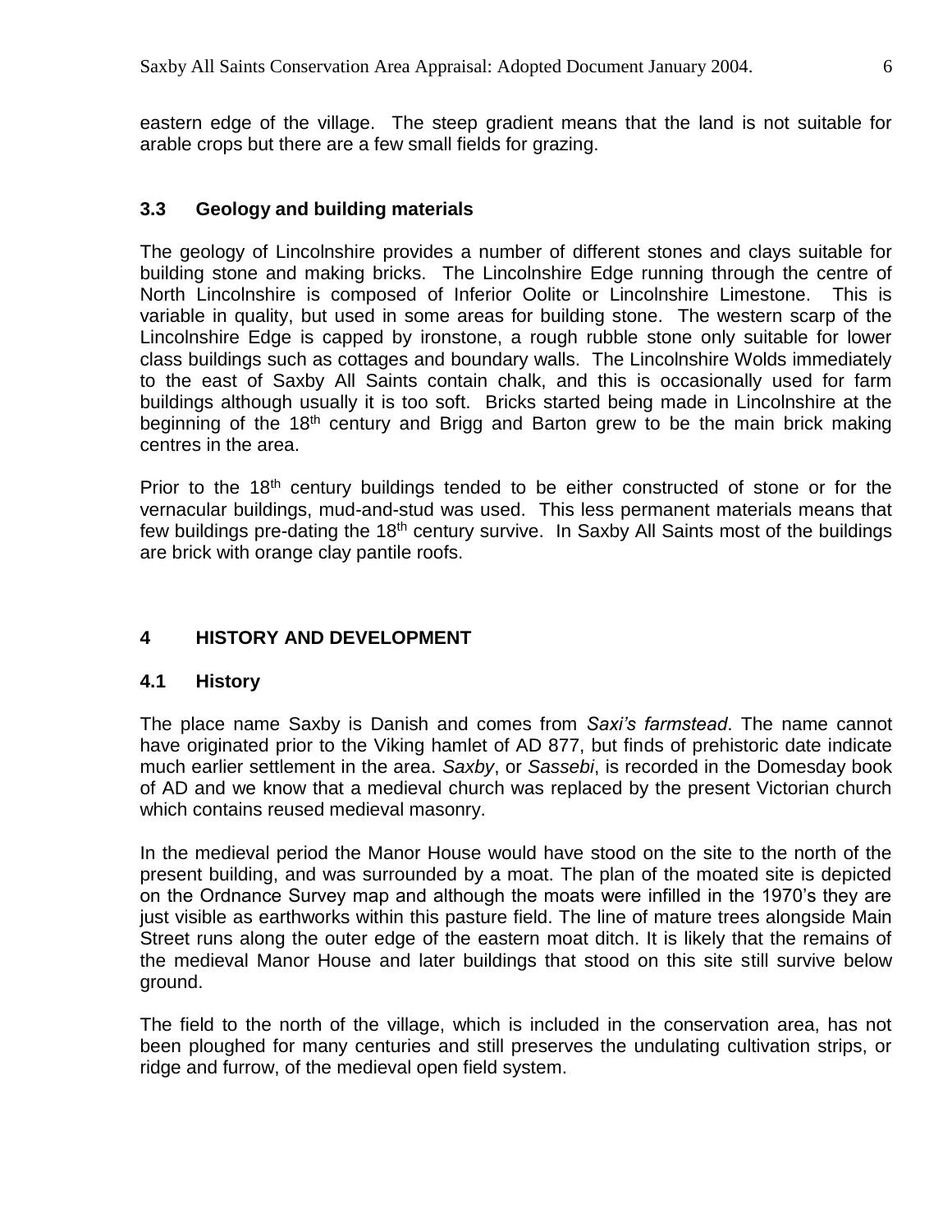eastern edge of the village. The steep gradient means that the land is not suitable for arable crops but there are a few small fields for grazing.

### 3.3 Geology and building materials

The geology of Lincolnshire provides a number of different stones and clays suitable for building stone and making bricks. The Lincolnshire Edge running through the centre of North Lincolnshire is composed of Inferior Oolite or Lincolnshire Limestone. This is variable in quality, but used in some areas for building stone. The western scarp of the Lincolnshire Edge is capped by ironstone, a rough rubble stone only suitable for lower class buildings such as cottages and boundary walls. The Lincolnshire Wolds immediately to the east of Saxby All Saints contain chalk, and this is occasionally used for farm buildings although usually it is too soft. Bricks started being made in Lincolnshire at the beginning of the 18th century and Brigg and Barton grew to be the main brick making centres in the area.

Prior to the 18th century buildings tended to be either constructed of stone or for the vernacular buildings, mud-and-stud was used. This less permanent materials means that few buildings pre-dating the 18th century survive. In Saxby All Saints most of the buildings are brick with orange clay pantile roofs.

## 4 HISTORY AND DEVELOPMENT

### 4.1 History

The place name Saxby is Danish and comes from *Saxi's farmstead*. The name cannot have originated prior to the Viking hamlet of AD 877, but finds of prehistoric date indicate much earlier settlement in the area. *Saxby*, or *Sassebi*, is recorded in the Domesday book of AD and we know that a medieval church was replaced by the present Victorian church which contains reused medieval masonry.

In the medieval period the Manor House would have stood on the site to the north of the present building, and was surrounded by a moat. The plan of the moated site is depicted on the Ordnance Survey map and although the moats were infilled in the 1970's they are just visible as earthworks within this pasture field. The line of mature trees alongside Main Street runs along the outer edge of the eastern moat ditch. It is likely that the remains of the medieval Manor House and later buildings that stood on this site still survive below ground.

The field to the north of the village, which is included in the conservation area, has not been ploughed for many centuries and still preserves the undulating cultivation strips, or ridge and furrow, of the medieval open field system.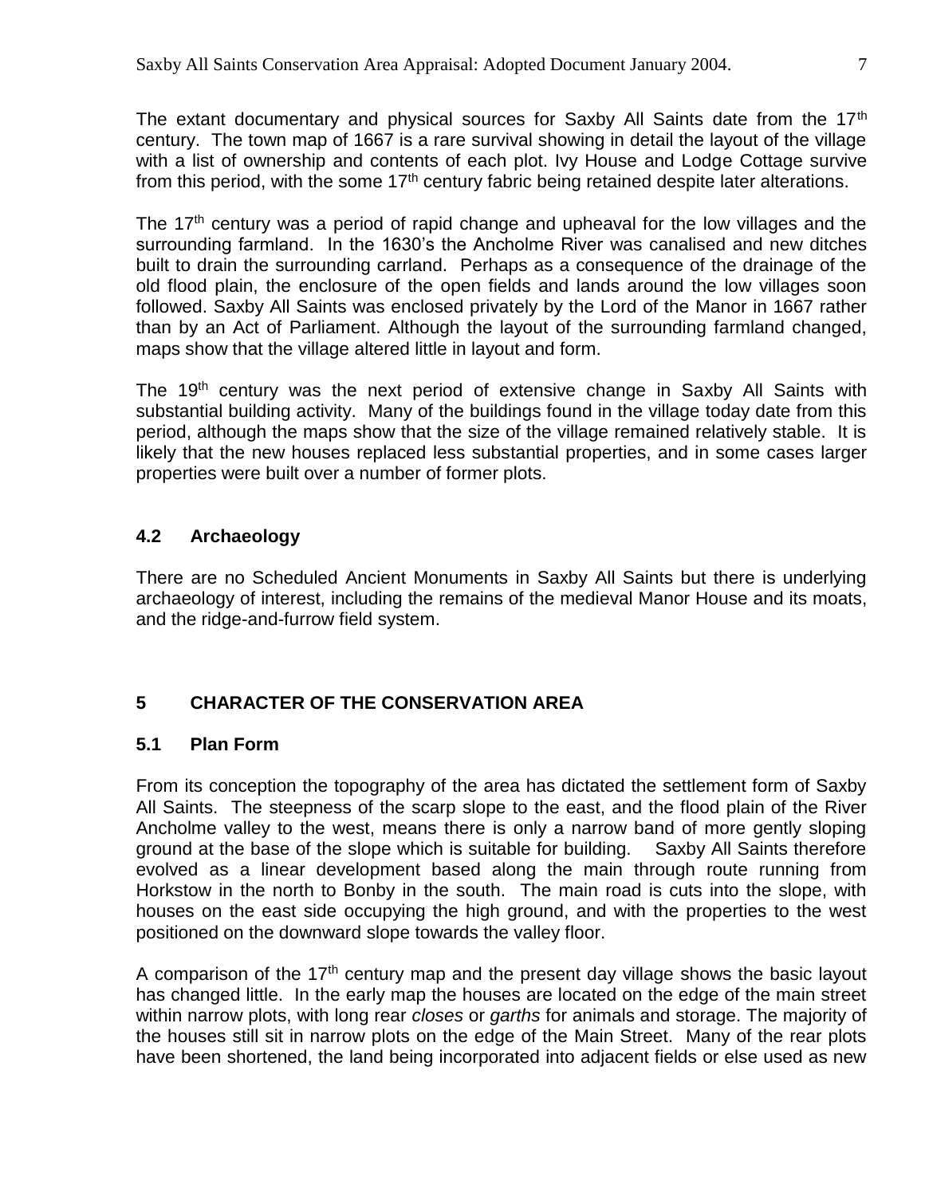The extant documentary and physical sources for Saxby All Saints date from the 17th century. The town map of 1667 is a rare survival showing in detail the layout of the village with a list of ownership and contents of each plot. Ivy House and Lodge Cottage survive from this period, with the some 17th century fabric being retained despite later alterations.

The 17th century was a period of rapid change and upheaval for the low villages and the surrounding farmland. In the 1630's the Ancholme River was canalised and new ditches built to drain the surrounding carrland. Perhaps as a consequence of the drainage of the old flood plain, the enclosure of the open fields and lands around the low villages soon followed. Saxby All Saints was enclosed privately by the Lord of the Manor in 1667 rather than by an Act of Parliament. Although the layout of the surrounding farmland changed, maps show that the village altered little in layout and form.

The 19th century was the next period of extensive change in Saxby All Saints with substantial building activity. Many of the buildings found in the village today date from this period, although the maps show that the size of the village remained relatively stable. It is likely that the new houses replaced less substantial properties, and in some cases larger properties were built over a number of former plots.

### 4.2 Archaeology

There are no Scheduled Ancient Monuments in Saxby All Saints but there is underlying archaeology of interest, including the remains of the medieval Manor House and its moats, and the ridge-and-furrow field system.

## 5 CHARACTER OF THE CONSERVATION AREA

### 5.1 Plan Form

From its conception the topography of the area has dictated the settlement form of Saxby All Saints. The steepness of the scarp slope to the east, and the flood plain of the River Ancholme valley to the west, means there is only a narrow band of more gently sloping ground at the base of the slope which is suitable for building. Saxby All Saints therefore evolved as a linear development based along the main through route running from Horkstow in the north to Bonby in the south. The main road is cuts into the slope, with houses on the east side occupying the high ground, and with the properties to the west positioned on the downward slope towards the valley floor.

A comparison of the 17th century map and the present day village shows the basic layout has changed little. In the early map the houses are located on the edge of the main street within narrow plots, with long rear *closes* or *garths* for animals and storage. The majority of the houses still sit in narrow plots on the edge of the Main Street. Many of the rear plots have been shortened, the land being incorporated into adjacent fields or else used as new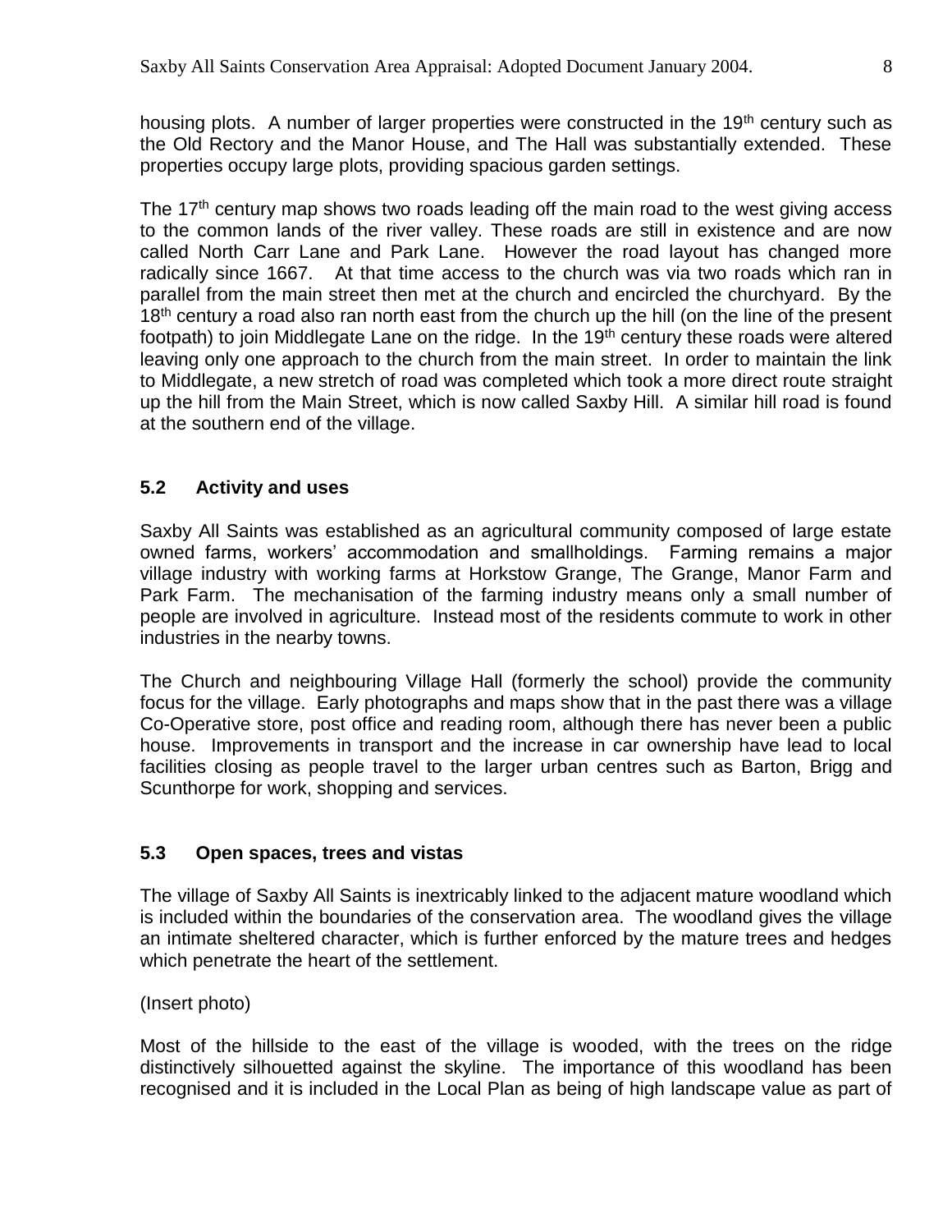housing plots. A number of larger properties were constructed in the 19th century such as the Old Rectory and the Manor House, and The Hall was substantially extended. These properties occupy large plots, providing spacious garden settings.

The 17th century map shows two roads leading off the main road to the west giving access to the common lands of the river valley. These roads are still in existence and are now called North Carr Lane and Park Lane. However the road layout has changed more radically since 1667. At that time access to the church was via two roads which ran in parallel from the main street then met at the church and encircled the churchyard. By the 18th century a road also ran north east from the church up the hill (on the line of the present footpath) to join Middlegate Lane on the ridge. In the 19th century these roads were altered leaving only one approach to the church from the main street. In order to maintain the link to Middlegate, a new stretch of road was completed which took a more direct route straight up the hill from the Main Street, which is now called Saxby Hill. A similar hill road is found at the southern end of the village.

## 5.2 Activity and uses

Saxby All Saints was established as an agricultural community composed of large estate owned farms, workers' accommodation and smallholdings. Farming remains a major village industry with working farms at Horkstow Grange, The Grange, Manor Farm and Park Farm. The mechanisation of the farming industry means only a small number of people are involved in agriculture. Instead most of the residents commute to work in other industries in the nearby towns.

The Church and neighbouring Village Hall (formerly the school) provide the community focus for the village. Early photographs and maps show that in the past there was a village Co-Operative store, post office and reading room, although there has never been a public house. Improvements in transport and the increase in car ownership have lead to local facilities closing as people travel to the larger urban centres such as Barton, Brigg and Scunthorpe for work, shopping and services.

## 5.3 Open spaces, trees and vistas

The village of Saxby All Saints is inextricably linked to the adjacent mature woodland which is included within the boundaries of the conservation area. The woodland gives the village an intimate sheltered character, which is further enforced by the mature trees and hedges which penetrate the heart of the settlement.

(Insert photo)

Most of the hillside to the east of the village is wooded, with the trees on the ridge distinctively silhouetted against the skyline. The importance of this woodland has been recognised and it is included in the Local Plan as being of high landscape value as part of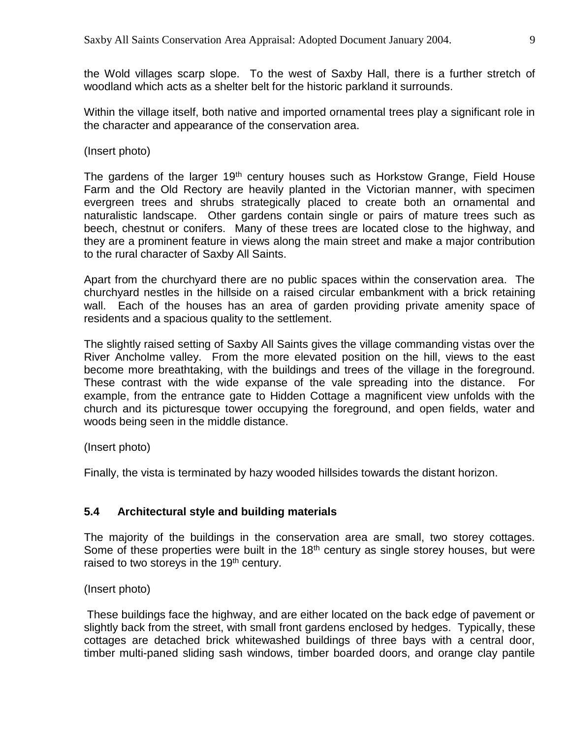the Wold villages scarp slope. To the west of Saxby Hall, there is a further stretch of woodland which acts as a shelter belt for the historic parkland it surrounds.

Within the village itself, both native and imported ornamental trees play a significant role in the character and appearance of the conservation area.

(Insert photo)

The gardens of the larger 19th century houses such as Horkstow Grange, Field House Farm and the Old Rectory are heavily planted in the Victorian manner, with specimen evergreen trees and shrubs strategically placed to create both an ornamental and naturalistic landscape. Other gardens contain single or pairs of mature trees such as beech, chestnut or conifers. Many of these trees are located close to the highway, and they are a prominent feature in views along the main street and make a major contribution to the rural character of Saxby All Saints.

Apart from the churchyard there are no public spaces within the conservation area. The churchyard nestles in the hillside on a raised circular embankment with a brick retaining wall. Each of the houses has an area of garden providing private amenity space of residents and a spacious quality to the settlement.

The slightly raised setting of Saxby All Saints gives the village commanding vistas over the River Ancholme valley. From the more elevated position on the hill, views to the east become more breathtaking, with the buildings and trees of the village in the foreground. These contrast with the wide expanse of the vale spreading into the distance. For example, from the entrance gate to Hidden Cottage a magnificent view unfolds with the church and its picturesque tower occupying the foreground, and open fields, water and woods being seen in the middle distance.

(Insert photo)

Finally, the vista is terminated by hazy wooded hillsides towards the distant horizon.

### 5.4 Architectural style and building materials

The majority of the buildings in the conservation area are small, two storey cottages. Some of these properties were built in the 18th century as single storey houses, but were raised to two storeys in the 19th century.

(Insert photo)

These buildings face the highway, and are either located on the back edge of pavement or slightly back from the street, with small front gardens enclosed by hedges. Typically, these cottages are detached brick whitewashed buildings of three bays with a central door, timber multi-paned sliding sash windows, timber boarded doors, and orange clay pantile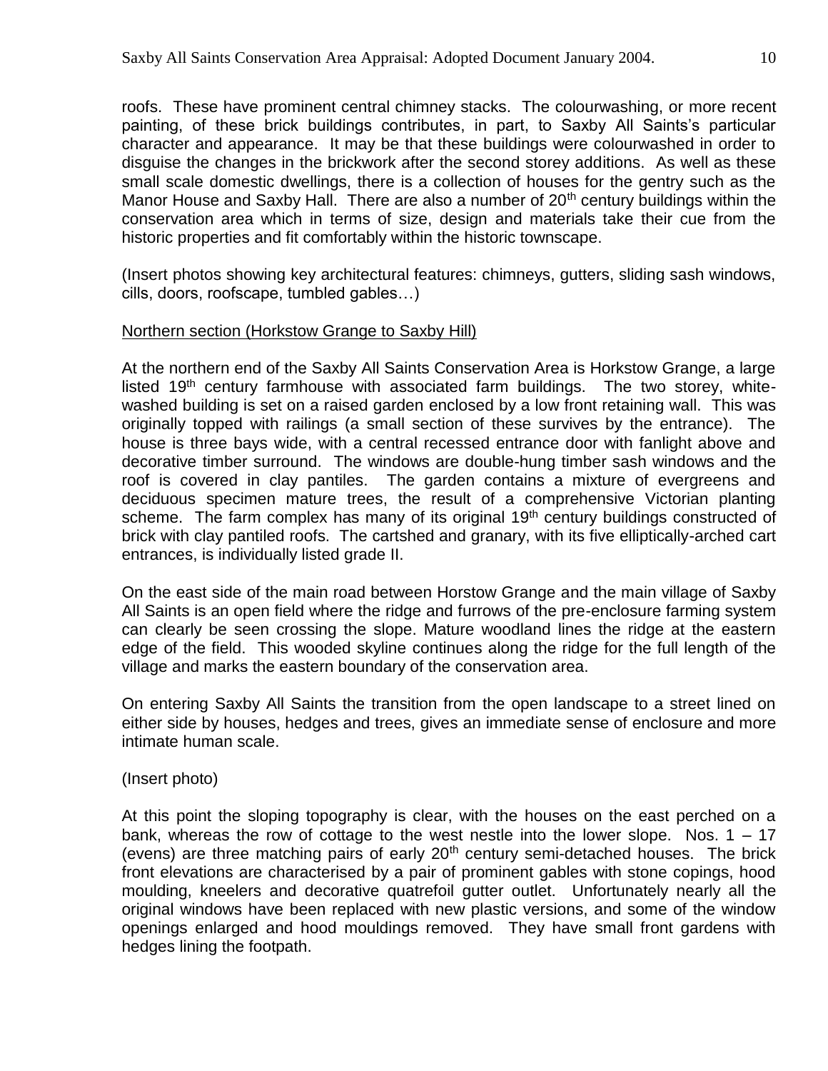roofs. These have prominent central chimney stacks. The colourwashing, or more recent painting, of these brick buildings contributes, in part, to Saxby All Saints's particular character and appearance. It may be that these buildings were colourwashed in order to disguise the changes in the brickwork after the second storey additions. As well as these small scale domestic dwellings, there is a collection of houses for the gentry such as the Manor House and Saxby Hall. There are also a number of 20th century buildings within the conservation area which in terms of size, design and materials take their cue from the historic properties and fit comfortably within the historic townscape.

(Insert photos showing key architectural features: chimneys, gutters, sliding sash windows, cills, doors, roofscape, tumbled gables…)

Northern section (Horkstow Grange to Saxby Hill)

At the northern end of the Saxby All Saints Conservation Area is Horkstow Grange, a large listed 19th century farmhouse with associated farm buildings. The two storey, white-washed building is set on a raised garden enclosed by a low front retaining wall. This was originally topped with railings (a small section of these survives by the entrance). The house is three bays wide, with a central recessed entrance door with fanlight above and decorative timber surround. The windows are double-hung timber sash windows and the roof is covered in clay pantiles. The garden contains a mixture of evergreens and deciduous specimen mature trees, the result of a comprehensive Victorian planting scheme. The farm complex has many of its original 19th century buildings constructed of brick with clay pantiled roofs. The cartshed and granary, with its five elliptically-arched cart entrances, is individually listed grade II.

On the east side of the main road between Horstow Grange and the main village of Saxby All Saints is an open field where the ridge and furrows of the pre-enclosure farming system can clearly be seen crossing the slope. Mature woodland lines the ridge at the eastern edge of the field. This wooded skyline continues along the ridge for the full length of the village and marks the eastern boundary of the conservation area.

On entering Saxby All Saints the transition from the open landscape to a street lined on either side by houses, hedges and trees, gives an immediate sense of enclosure and more intimate human scale.

(Insert photo)

At this point the sloping topography is clear, with the houses on the east perched on a bank, whereas the row of cottage to the west nestle into the lower slope. Nos. 1 – 17 (evens) are three matching pairs of early 20th century semi-detached houses. The brick front elevations are characterised by a pair of prominent gables with stone copings, hood moulding, kneelers and decorative quatrefoil gutter outlet. Unfortunately nearly all the original windows have been replaced with new plastic versions, and some of the window openings enlarged and hood mouldings removed. They have small front gardens with hedges lining the footpath.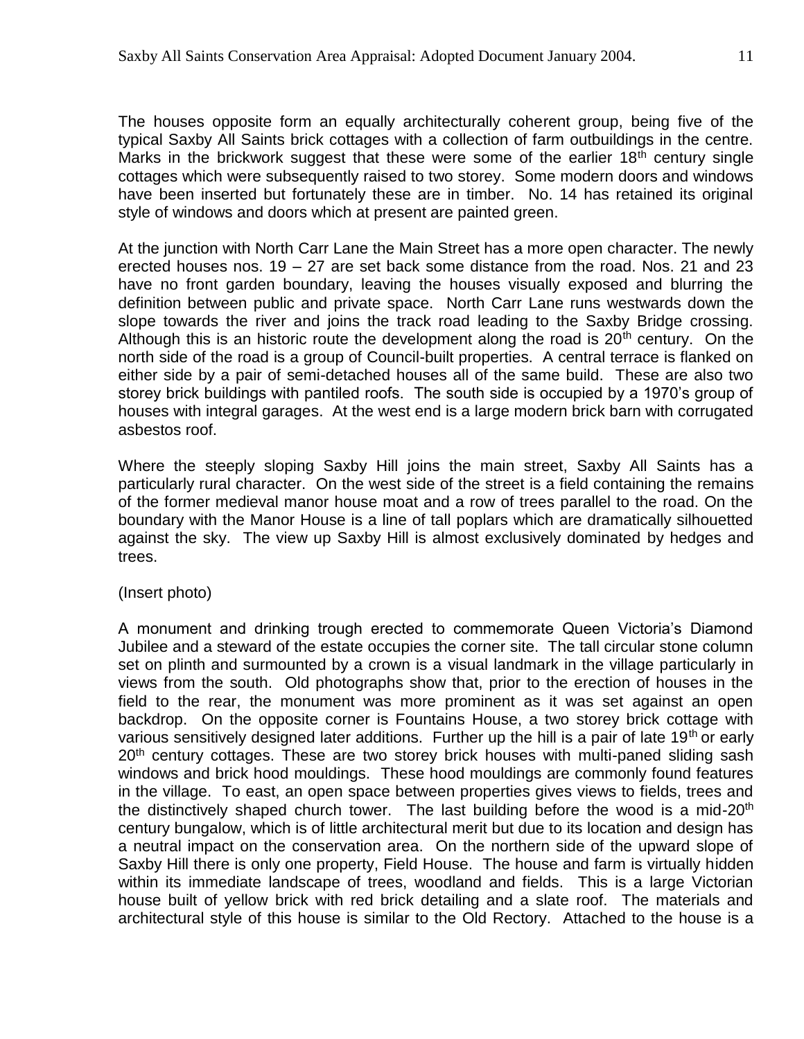The houses opposite form an equally architecturally coherent group, being five of the typical Saxby All Saints brick cottages with a collection of farm outbuildings in the centre. Marks in the brickwork suggest that these were some of the earlier 18th century single cottages which were subsequently raised to two storey. Some modern doors and windows have been inserted but fortunately these are in timber. No. 14 has retained its original style of windows and doors which at present are painted green.

At the junction with North Carr Lane the Main Street has a more open character. The newly erected houses nos. 19 – 27 are set back some distance from the road. Nos. 21 and 23 have no front garden boundary, leaving the houses visually exposed and blurring the definition between public and private space. North Carr Lane runs westwards down the slope towards the river and joins the track road leading to the Saxby Bridge crossing. Although this is an historic route the development along the road is 20th century. On the north side of the road is a group of Council-built properties. A central terrace is flanked on either side by a pair of semi-detached houses all of the same build. These are also two storey brick buildings with pantiled roofs. The south side is occupied by a 1970's group of houses with integral garages. At the west end is a large modern brick barn with corrugated asbestos roof.

Where the steeply sloping Saxby Hill joins the main street, Saxby All Saints has a particularly rural character. On the west side of the street is a field containing the remains of the former medieval manor house moat and a row of trees parallel to the road. On the boundary with the Manor House is a line of tall poplars which are dramatically silhouetted against the sky. The view up Saxby Hill is almost exclusively dominated by hedges and trees.

(Insert photo)

A monument and drinking trough erected to commemorate Queen Victoria's Diamond Jubilee and a steward of the estate occupies the corner site. The tall circular stone column set on plinth and surmounted by a crown is a visual landmark in the village particularly in views from the south. Old photographs show that, prior to the erection of houses in the field to the rear, the monument was more prominent as it was set against an open backdrop. On the opposite corner is Fountains House, a two storey brick cottage with various sensitively designed later additions. Further up the hill is a pair of late 19th or early 20th century cottages. These are two storey brick houses with multi-paned sliding sash windows and brick hood mouldings. These hood mouldings are commonly found features in the village. To east, an open space between properties gives views to fields, trees and the distinctively shaped church tower. The last building before the wood is a mid-20th century bungalow, which is of little architectural merit but due to its location and design has a neutral impact on the conservation area. On the northern side of the upward slope of Saxby Hill there is only one property, Field House. The house and farm is virtually hidden within its immediate landscape of trees, woodland and fields. This is a large Victorian house built of yellow brick with red brick detailing and a slate roof. The materials and architectural style of this house is similar to the Old Rectory. Attached to the house is a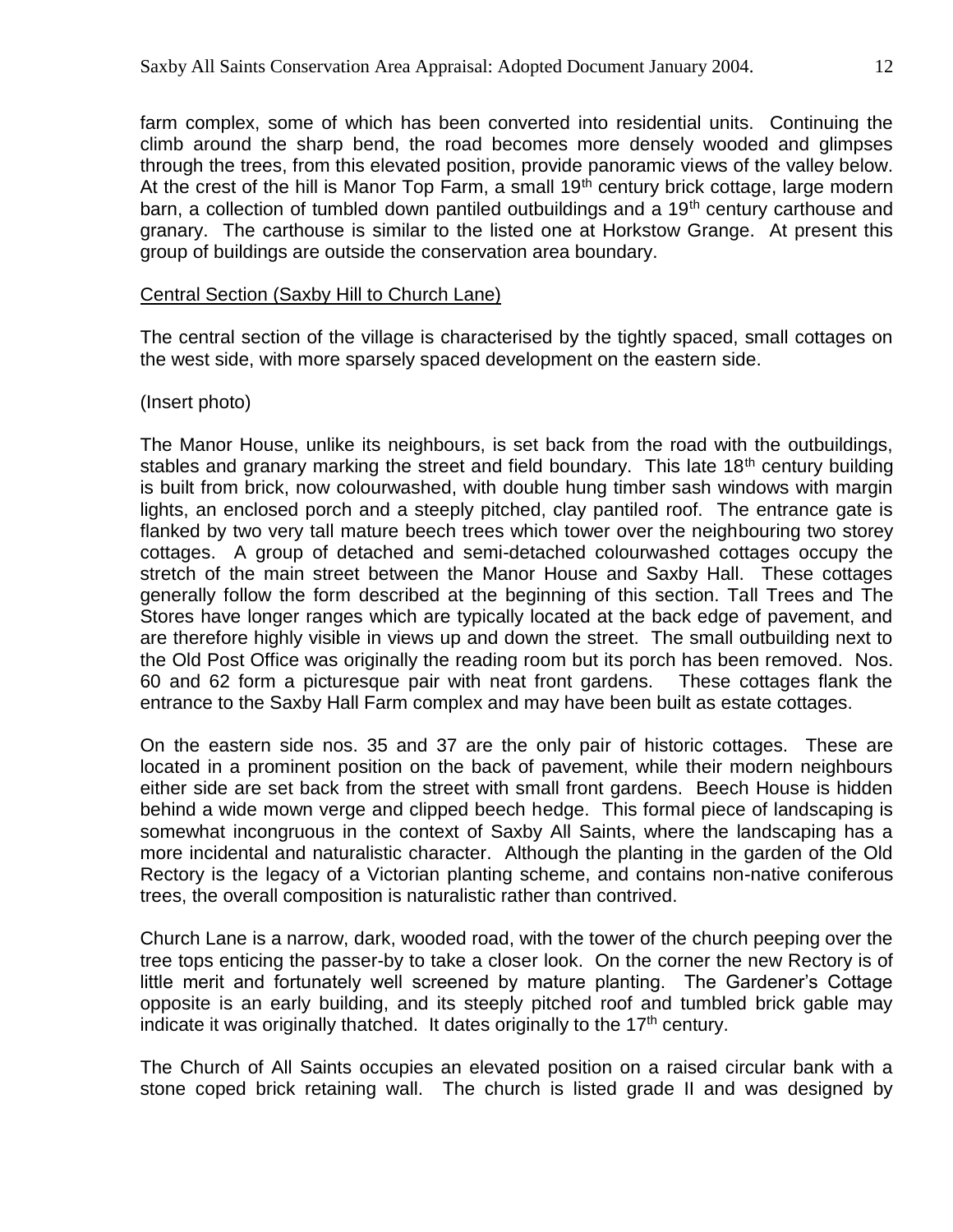farm complex, some of which has been converted into residential units. Continuing the climb around the sharp bend, the road becomes more densely wooded and glimpses through the trees, from this elevated position, provide panoramic views of the valley below. At the crest of the hill is Manor Top Farm, a small 19th century brick cottage, large modern barn, a collection of tumbled down pantiled outbuildings and a 19th century carthouse and granary. The carthouse is similar to the listed one at Horkstow Grange. At present this group of buildings are outside the conservation area boundary.

## Central Section (Saxby Hill to Church Lane)

The central section of the village is characterised by the tightly spaced, small cottages on the west side, with more sparsely spaced development on the eastern side.

(Insert photo)

The Manor House, unlike its neighbours, is set back from the road with the outbuildings, stables and granary marking the street and field boundary. This late 18th century building is built from brick, now colourwashed, with double hung timber sash windows with margin lights, an enclosed porch and a steeply pitched, clay pantiled roof. The entrance gate is flanked by two very tall mature beech trees which tower over the neighbouring two storey cottages. A group of detached and semi-detached colourwashed cottages occupy the stretch of the main street between the Manor House and Saxby Hall. These cottages generally follow the form described at the beginning of this section. Tall Trees and The Stores have longer ranges which are typically located at the back edge of pavement, and are therefore highly visible in views up and down the street. The small outbuilding next to the Old Post Office was originally the reading room but its porch has been removed. Nos. 60 and 62 form a picturesque pair with neat front gardens. These cottages flank the entrance to the Saxby Hall Farm complex and may have been built as estate cottages.

On the eastern side nos. 35 and 37 are the only pair of historic cottages. These are located in a prominent position on the back of pavement, while their modern neighbours either side are set back from the street with small front gardens. Beech House is hidden behind a wide mown verge and clipped beech hedge. This formal piece of landscaping is somewhat incongruous in the context of Saxby All Saints, where the landscaping has a more incidental and naturalistic character. Although the planting in the garden of the Old Rectory is the legacy of a Victorian planting scheme, and contains non-native coniferous trees, the overall composition is naturalistic rather than contrived.

Church Lane is a narrow, dark, wooded road, with the tower of the church peeping over the tree tops enticing the passer-by to take a closer look. On the corner the new Rectory is of little merit and fortunately well screened by mature planting. The Gardener's Cottage opposite is an early building, and its steeply pitched roof and tumbled brick gable may indicate it was originally thatched. It dates originally to the 17th century.

The Church of All Saints occupies an elevated position on a raised circular bank with a stone coped brick retaining wall. The church is listed grade II and was designed by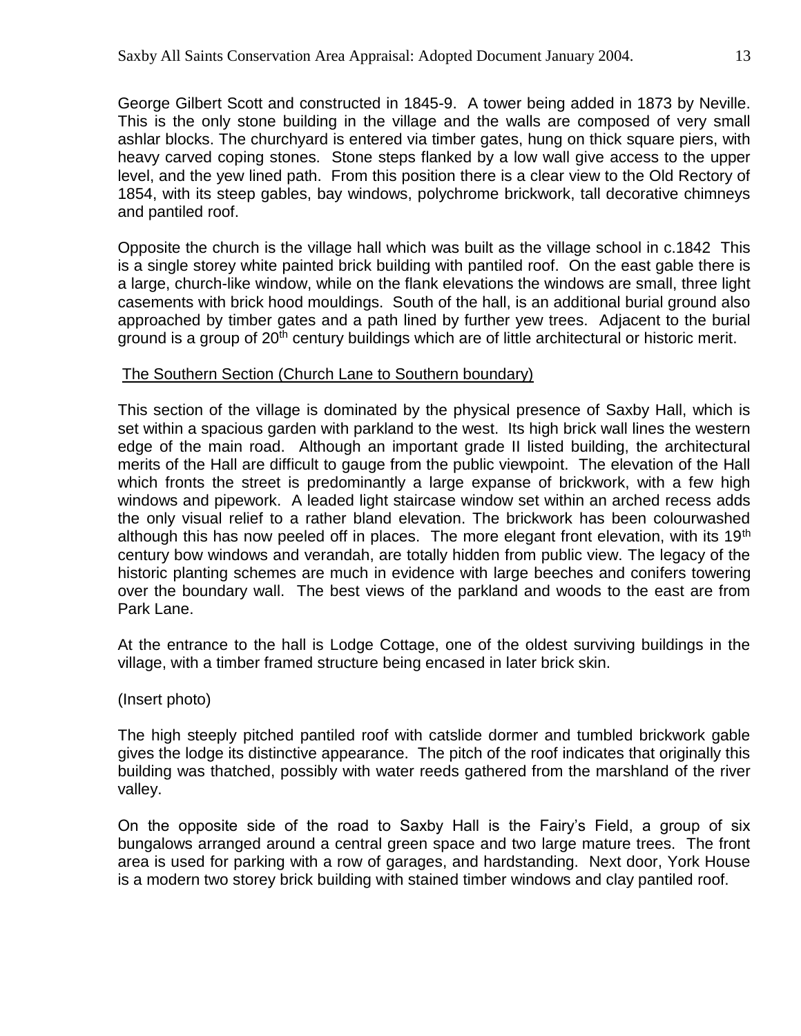George Gilbert Scott and constructed in 1845-9. A tower being added in 1873 by Neville. This is the only stone building in the village and the walls are composed of very small ashlar blocks. The churchyard is entered via timber gates, hung on thick square piers, with heavy carved coping stones. Stone steps flanked by a low wall give access to the upper level, and the yew lined path. From this position there is a clear view to the Old Rectory of 1854, with its steep gables, bay windows, polychrome brickwork, tall decorative chimneys and pantiled roof.

Opposite the church is the village hall which was built as the village school in c.1842 This is a single storey white painted brick building with pantiled roof. On the east gable there is a large, church-like window, while on the flank elevations the windows are small, three light casements with brick hood mouldings. South of the hall, is an additional burial ground also approached by timber gates and a path lined by further yew trees. Adjacent to the burial ground is a group of 20th century buildings which are of little architectural or historic merit.

## The Southern Section (Church Lane to Southern boundary)

This section of the village is dominated by the physical presence of Saxby Hall, which is set within a spacious garden with parkland to the west. Its high brick wall lines the western edge of the main road. Although an important grade II listed building, the architectural merits of the Hall are difficult to gauge from the public viewpoint. The elevation of the Hall which fronts the street is predominantly a large expanse of brickwork, with a few high windows and pipework. A leaded light staircase window set within an arched recess adds the only visual relief to a rather bland elevation. The brickwork has been colourwashed although this has now peeled off in places. The more elegant front elevation, with its 19th century bow windows and verandah, are totally hidden from public view. The legacy of the historic planting schemes are much in evidence with large beeches and conifers towering over the boundary wall. The best views of the parkland and woods to the east are from Park Lane.

At the entrance to the hall is Lodge Cottage, one of the oldest surviving buildings in the village, with a timber framed structure being encased in later brick skin.

(Insert photo)

The high steeply pitched pantiled roof with catslide dormer and tumbled brickwork gable gives the lodge its distinctive appearance. The pitch of the roof indicates that originally this building was thatched, possibly with water reeds gathered from the marshland of the river valley.

On the opposite side of the road to Saxby Hall is the Fairy's Field, a group of six bungalows arranged around a central green space and two large mature trees. The front area is used for parking with a row of garages, and hardstanding. Next door, York House is a modern two storey brick building with stained timber windows and clay pantiled roof.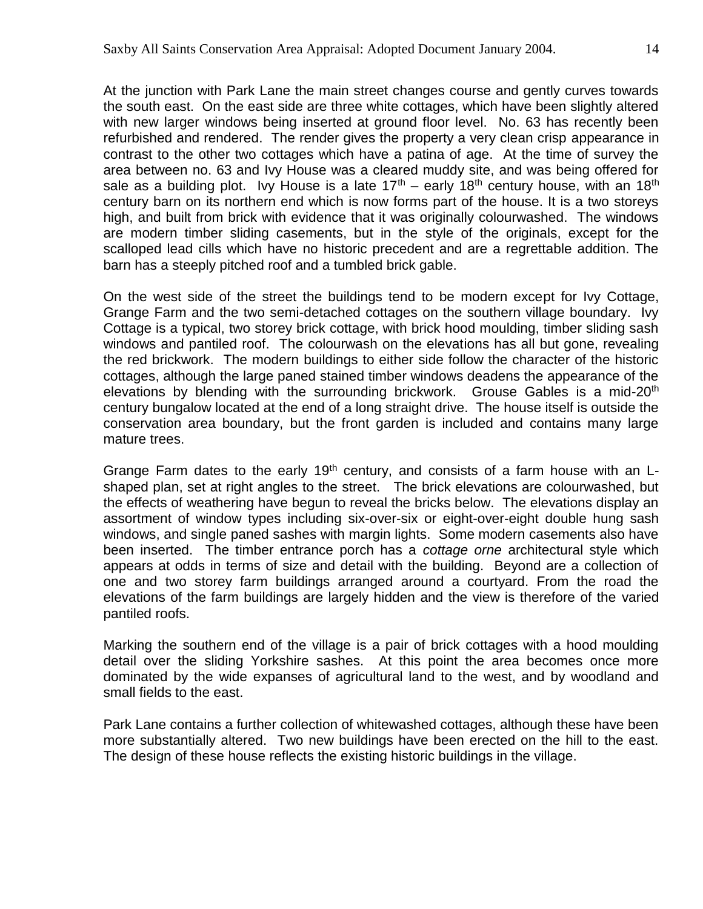At the junction with Park Lane the main street changes course and gently curves towards the south east. On the east side are three white cottages, which have been slightly altered with new larger windows being inserted at ground floor level. No. 63 has recently been refurbished and rendered. The render gives the property a very clean crisp appearance in contrast to the other two cottages which have a patina of age. At the time of survey the area between no. 63 and Ivy House was a cleared muddy site, and was being offered for sale as a building plot. Ivy House is a late 17th – early 18th century house, with an 18th century barn on its northern end which is now forms part of the house. It is a two storeys high, and built from brick with evidence that it was originally colourwashed. The windows are modern timber sliding casements, but in the style of the originals, except for the scalloped lead cills which have no historic precedent and are a regrettable addition. The barn has a steeply pitched roof and a tumbled brick gable.

On the west side of the street the buildings tend to be modern except for Ivy Cottage, Grange Farm and the two semi-detached cottages on the southern village boundary. Ivy Cottage is a typical, two storey brick cottage, with brick hood moulding, timber sliding sash windows and pantiled roof. The colourwash on the elevations has all but gone, revealing the red brickwork. The modern buildings to either side follow the character of the historic cottages, although the large paned stained timber windows deadens the appearance of the elevations by blending with the surrounding brickwork. Grouse Gables is a mid-20th century bungalow located at the end of a long straight drive. The house itself is outside the conservation area boundary, but the front garden is included and contains many large mature trees.

Grange Farm dates to the early 19th century, and consists of a farm house with an L-shaped plan, set at right angles to the street. The brick elevations are colourwashed, but the effects of weathering have begun to reveal the bricks below. The elevations display an assortment of window types including six-over-six or eight-over-eight double hung sash windows, and single paned sashes with margin lights. Some modern casements also have been inserted. The timber entrance porch has a *cottage orne* architectural style which appears at odds in terms of size and detail with the building. Beyond are a collection of one and two storey farm buildings arranged around a courtyard. From the road the elevations of the farm buildings are largely hidden and the view is therefore of the varied pantiled roofs.

Marking the southern end of the village is a pair of brick cottages with a hood moulding detail over the sliding Yorkshire sashes. At this point the area becomes once more dominated by the wide expanses of agricultural land to the west, and by woodland and small fields to the east.

Park Lane contains a further collection of whitewashed cottages, although these have been more substantially altered. Two new buildings have been erected on the hill to the east. The design of these house reflects the existing historic buildings in the village.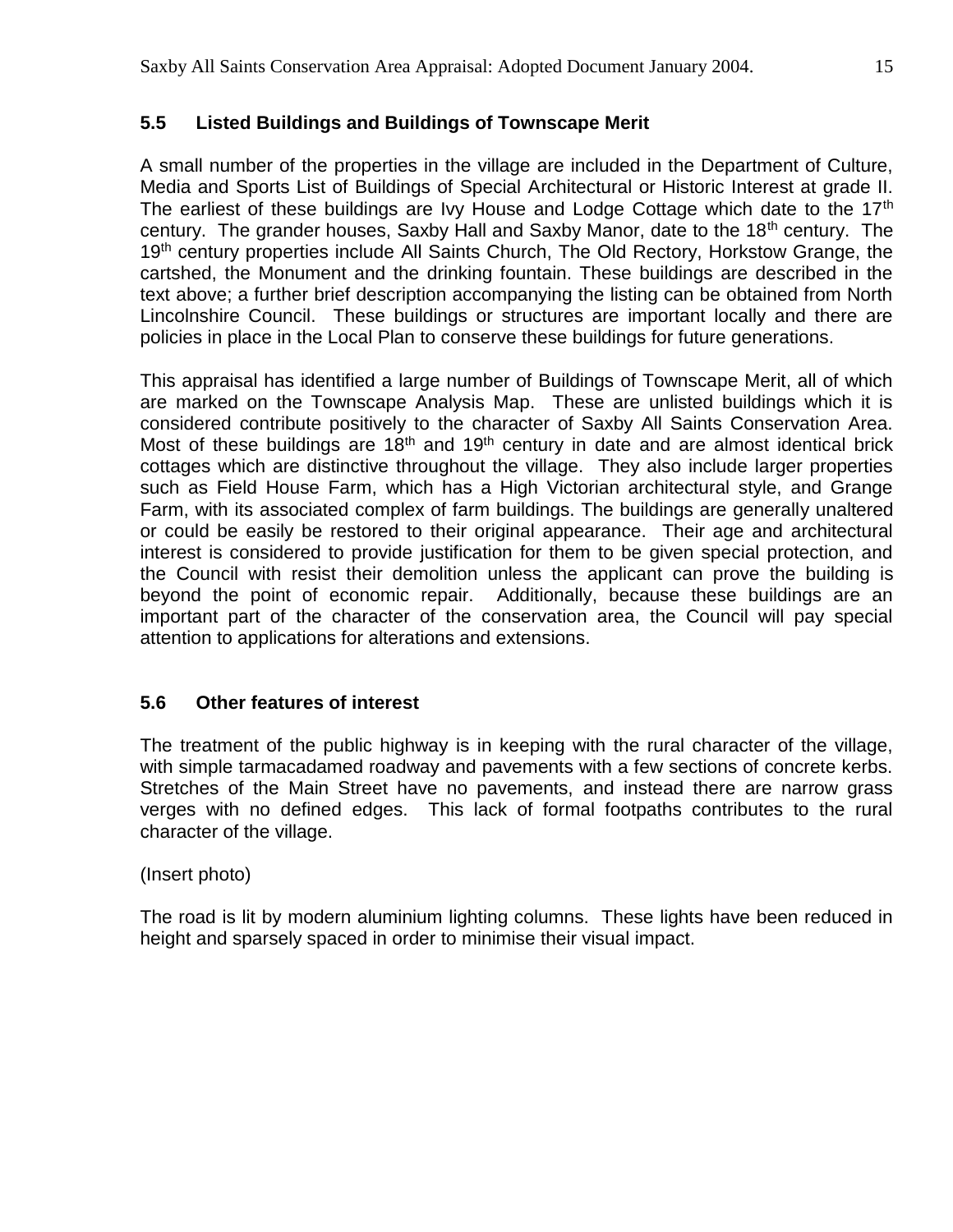## 5.5 Listed Buildings and Buildings of Townscape Merit

A small number of the properties in the village are included in the Department of Culture, Media and Sports List of Buildings of Special Architectural or Historic Interest at grade II. The earliest of these buildings are Ivy House and Lodge Cottage which date to the 17th century. The grander houses, Saxby Hall and Saxby Manor, date to the 18th century. The 19th century properties include All Saints Church, The Old Rectory, Horkstow Grange, the cartshed, the Monument and the drinking fountain. These buildings are described in the text above; a further brief description accompanying the listing can be obtained from North Lincolnshire Council. These buildings or structures are important locally and there are policies in place in the Local Plan to conserve these buildings for future generations.

This appraisal has identified a large number of Buildings of Townscape Merit, all of which are marked on the Townscape Analysis Map. These are unlisted buildings which it is considered contribute positively to the character of Saxby All Saints Conservation Area. Most of these buildings are 18th and 19th century in date and are almost identical brick cottages which are distinctive throughout the village. They also include larger properties such as Field House Farm, which has a High Victorian architectural style, and Grange Farm, with its associated complex of farm buildings. The buildings are generally unaltered or could be easily be restored to their original appearance. Their age and architectural interest is considered to provide justification for them to be given special protection, and the Council with resist their demolition unless the applicant can prove the building is beyond the point of economic repair. Additionally, because these buildings are an important part of the character of the conservation area, the Council will pay special attention to applications for alterations and extensions.

## 5.6 Other features of interest

The treatment of the public highway is in keeping with the rural character of the village, with simple tarmacadamed roadway and pavements with a few sections of concrete kerbs. Stretches of the Main Street have no pavements, and instead there are narrow grass verges with no defined edges. This lack of formal footpaths contributes to the rural character of the village.

(Insert photo)

The road is lit by modern aluminium lighting columns. These lights have been reduced in height and sparsely spaced in order to minimise their visual impact.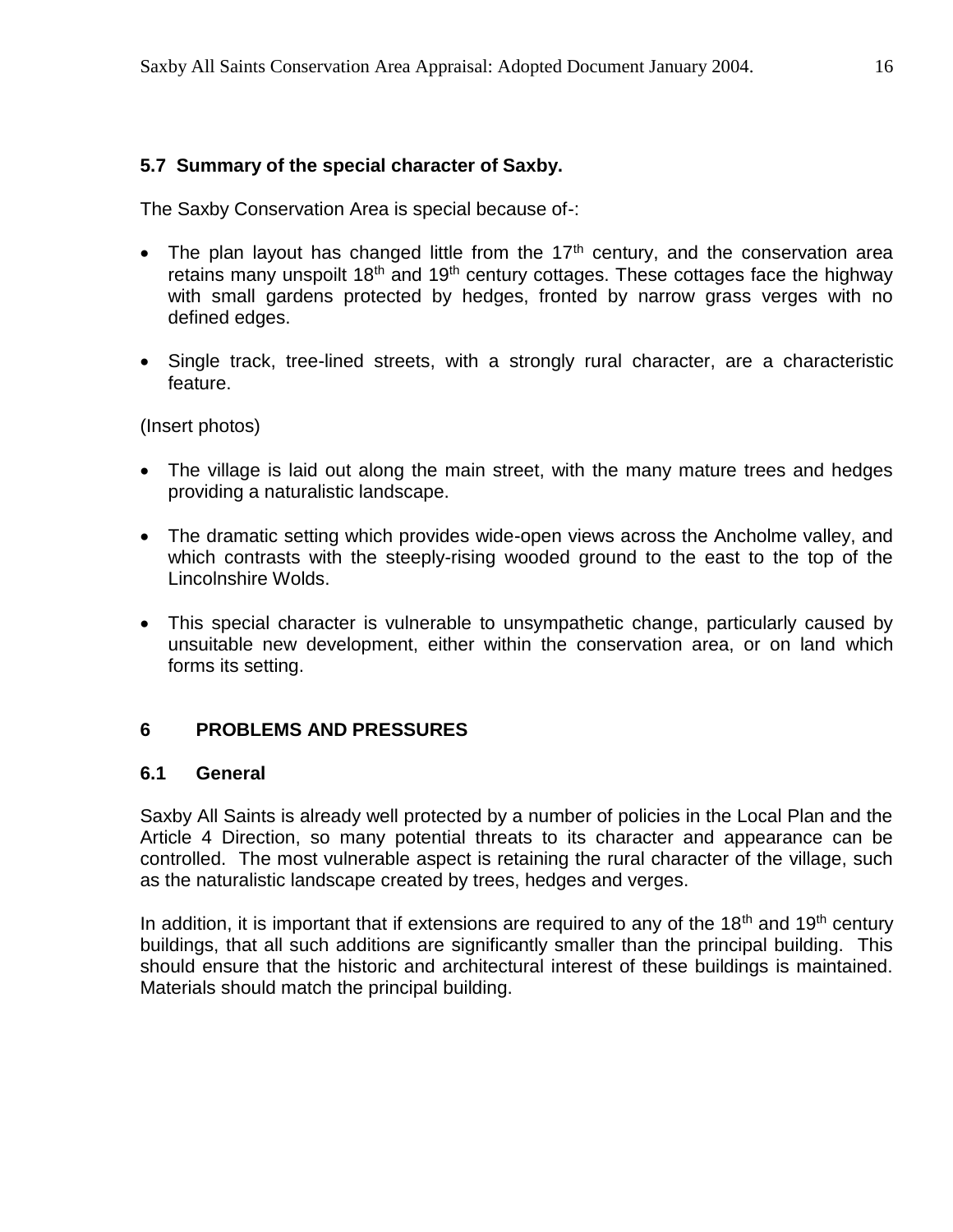### 5.7 Summary of the special character of Saxby.

The Saxby Conservation Area is special because of-:

- The plan layout has changed little from the 17th century, and the conservation area retains many unspoilt 18th and 19th century cottages. These cottages face the highway with small gardens protected by hedges, fronted by narrow grass verges with no defined edges.
- Single track, tree-lined streets, with a strongly rural character, are a characteristic feature.

(Insert photos)

- The village is laid out along the main street, with the many mature trees and hedges providing a naturalistic landscape.
- The dramatic setting which provides wide-open views across the Ancholme valley, and which contrasts with the steeply-rising wooded ground to the east to the top of the Lincolnshire Wolds.
- This special character is vulnerable to unsympathetic change, particularly caused by unsuitable new development, either within the conservation area, or on land which forms its setting.

## 6 PROBLEMS AND PRESSURES

### 6.1 General

Saxby All Saints is already well protected by a number of policies in the Local Plan and the Article 4 Direction, so many potential threats to its character and appearance can be controlled. The most vulnerable aspect is retaining the rural character of the village, such as the naturalistic landscape created by trees, hedges and verges.

In addition, it is important that if extensions are required to any of the 18th and 19th century buildings, that all such additions are significantly smaller than the principal building. This should ensure that the historic and architectural interest of these buildings is maintained. Materials should match the principal building.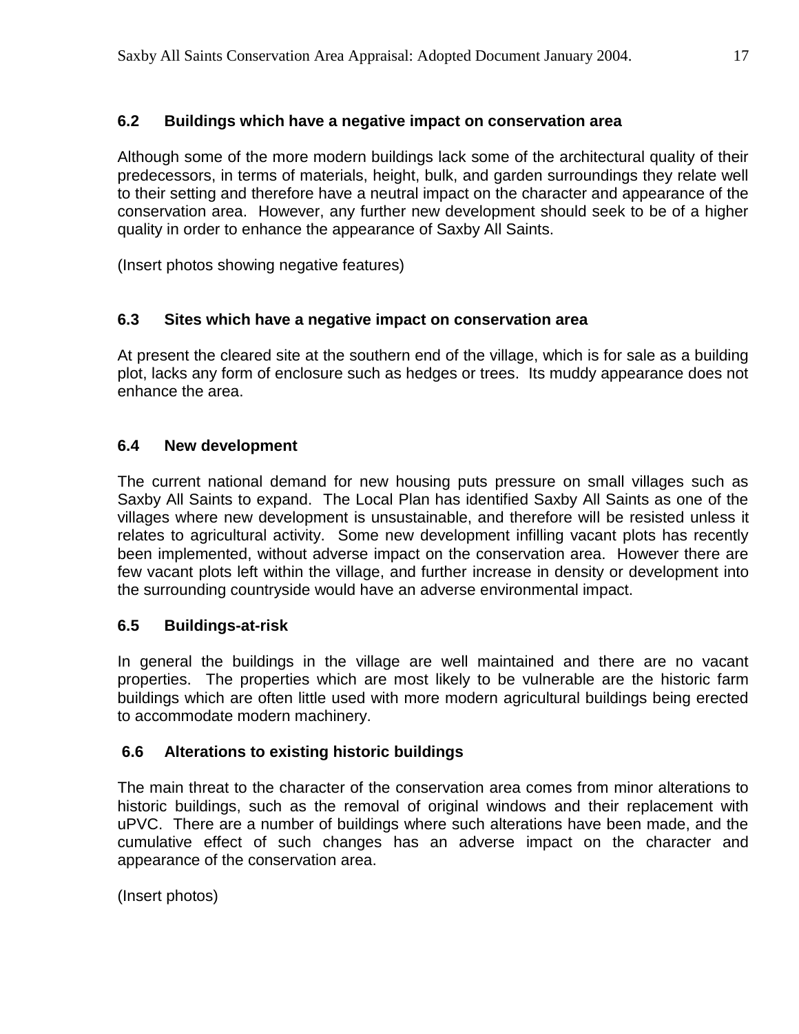### 6.2 Buildings which have a negative impact on conservation area

Although some of the more modern buildings lack some of the architectural quality of their predecessors, in terms of materials, height, bulk, and garden surroundings they relate well to their setting and therefore have a neutral impact on the character and appearance of the conservation area. However, any further new development should seek to be of a higher quality in order to enhance the appearance of Saxby All Saints.

(Insert photos showing negative features)

### 6.3 Sites which have a negative impact on conservation area

At present the cleared site at the southern end of the village, which is for sale as a building plot, lacks any form of enclosure such as hedges or trees. Its muddy appearance does not enhance the area.

### 6.4 New development

The current national demand for new housing puts pressure on small villages such as Saxby All Saints to expand. The Local Plan has identified Saxby All Saints as one of the villages where new development is unsustainable, and therefore will be resisted unless it relates to agricultural activity. Some new development infilling vacant plots has recently been implemented, without adverse impact on the conservation area. However there are few vacant plots left within the village, and further increase in density or development into the surrounding countryside would have an adverse environmental impact.

### 6.5 Buildings-at-risk

In general the buildings in the village are well maintained and there are no vacant properties. The properties which are most likely to be vulnerable are the historic farm buildings which are often little used with more modern agricultural buildings being erected to accommodate modern machinery.

### 6.6 Alterations to existing historic buildings

The main threat to the character of the conservation area comes from minor alterations to historic buildings, such as the removal of original windows and their replacement with uPVC. There are a number of buildings where such alterations have been made, and the cumulative effect of such changes has an adverse impact on the character and appearance of the conservation area.

(Insert photos)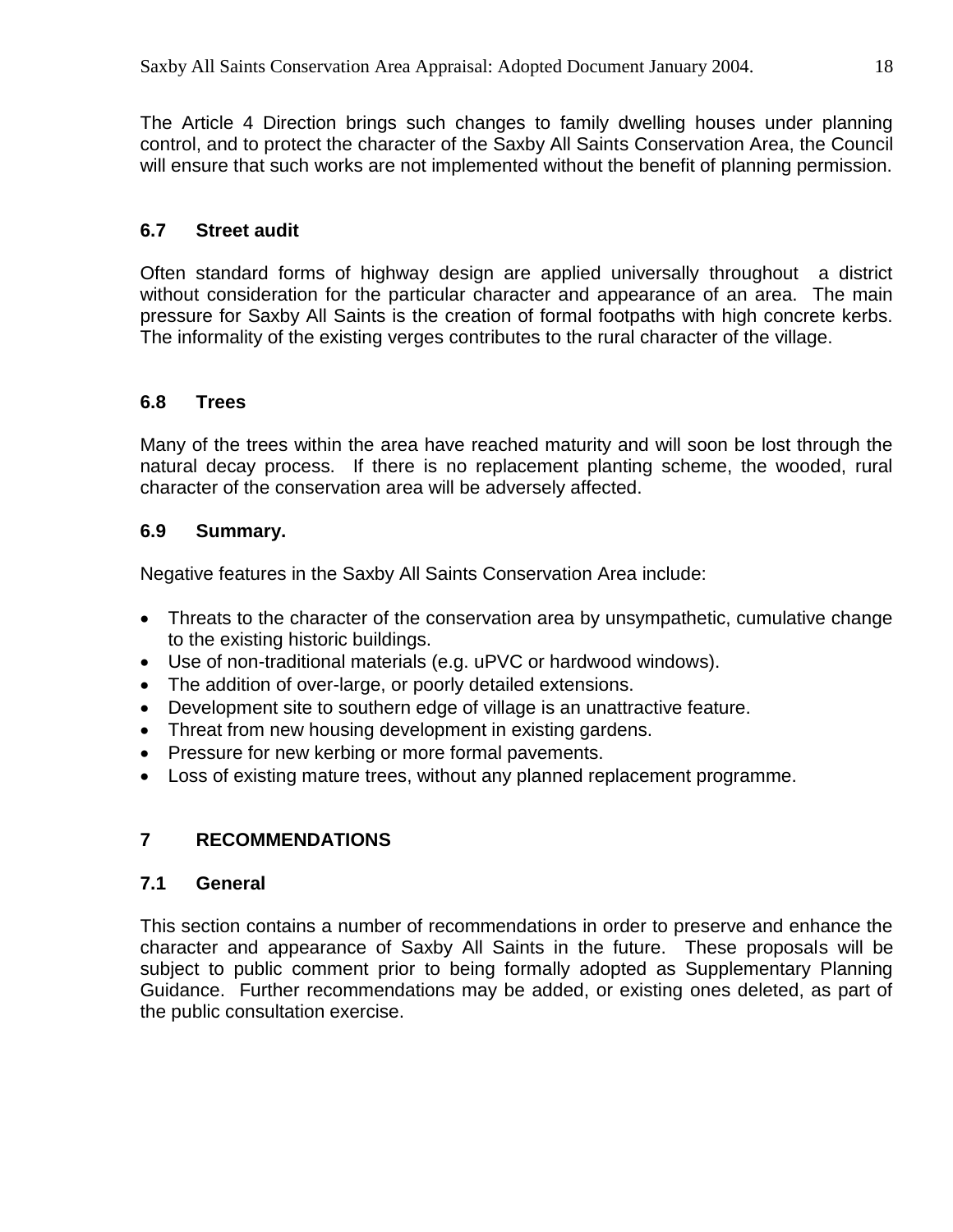The Article 4 Direction brings such changes to family dwelling houses under planning control, and to protect the character of the Saxby All Saints Conservation Area, the Council will ensure that such works are not implemented without the benefit of planning permission.

### 6.7 Street audit

Often standard forms of highway design are applied universally throughout a district without consideration for the particular character and appearance of an area. The main pressure for Saxby All Saints is the creation of formal footpaths with high concrete kerbs. The informality of the existing verges contributes to the rural character of the village.

### 6.8 Trees

Many of the trees within the area have reached maturity and will soon be lost through the natural decay process. If there is no replacement planting scheme, the wooded, rural character of the conservation area will be adversely affected.

### 6.9 Summary.

Negative features in the Saxby All Saints Conservation Area include:

- Threats to the character of the conservation area by unsympathetic, cumulative change to the existing historic buildings.
- Use of non-traditional materials (e.g. uPVC or hardwood windows).
- The addition of over-large, or poorly detailed extensions.
- Development site to southern edge of village is an unattractive feature.
- Threat from new housing development in existing gardens.
- Pressure for new kerbing or more formal pavements.
- Loss of existing mature trees, without any planned replacement programme.

## 7 RECOMMENDATIONS

### 7.1 General

This section contains a number of recommendations in order to preserve and enhance the character and appearance of Saxby All Saints in the future. These proposals will be subject to public comment prior to being formally adopted as Supplementary Planning Guidance. Further recommendations may be added, or existing ones deleted, as part of the public consultation exercise.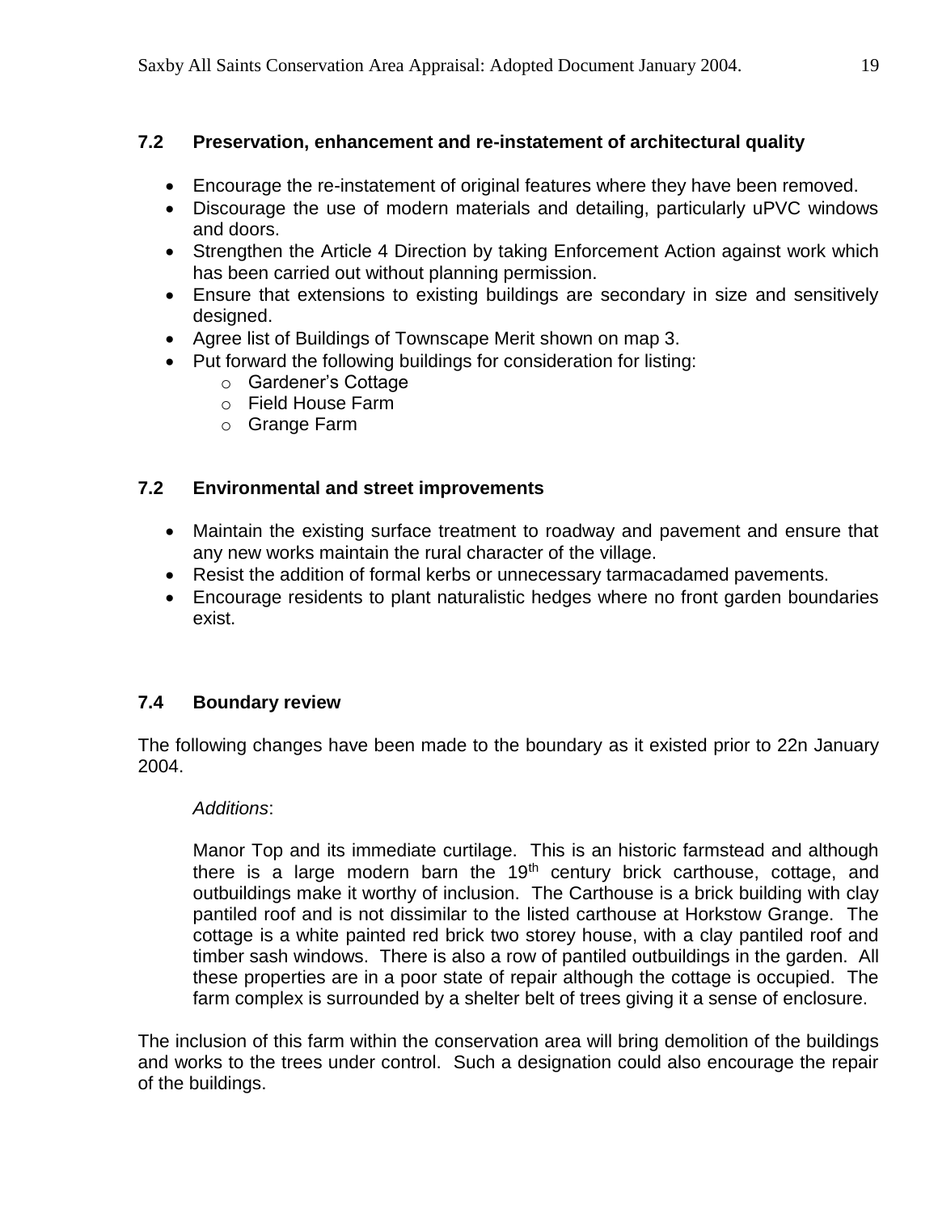### 7.2 Preservation, enhancement and re-instatement of architectural quality

- Encourage the re-instatement of original features where they have been removed.
- Discourage the use of modern materials and detailing, particularly uPVC windows and doors.
- Strengthen the Article 4 Direction by taking Enforcement Action against work which has been carried out without planning permission.
- Ensure that extensions to existing buildings are secondary in size and sensitively designed.
- Agree list of Buildings of Townscape Merit shown on map 3.
- Put forward the following buildings for consideration for listing:
  - Gardener's Cottage
  - Field House Farm
  - Grange Farm

### 7.2 Environmental and street improvements

- Maintain the existing surface treatment to roadway and pavement and ensure that any new works maintain the rural character of the village.
- Resist the addition of formal kerbs or unnecessary tarmacadamed pavements.
- Encourage residents to plant naturalistic hedges where no front garden boundaries exist.

### 7.4 Boundary review

The following changes have been made to the boundary as it existed prior to 22n January 2004.

> *Additions*:
>
> Manor Top and its immediate curtilage. This is an historic farmstead and although there is a large modern barn the 19th century brick carthouse, cottage, and outbuildings make it worthy of inclusion. The Carthouse is a brick building with clay pantiled roof and is not dissimilar to the listed carthouse at Horkstow Grange. The cottage is a white painted red brick two storey house, with a clay pantiled roof and timber sash windows. There is also a row of pantiled outbuildings in the garden. All these properties are in a poor state of repair although the cottage is occupied. The farm complex is surrounded by a shelter belt of trees giving it a sense of enclosure.

The inclusion of this farm within the conservation area will bring demolition of the buildings and works to the trees under control. Such a designation could also encourage the repair of the buildings.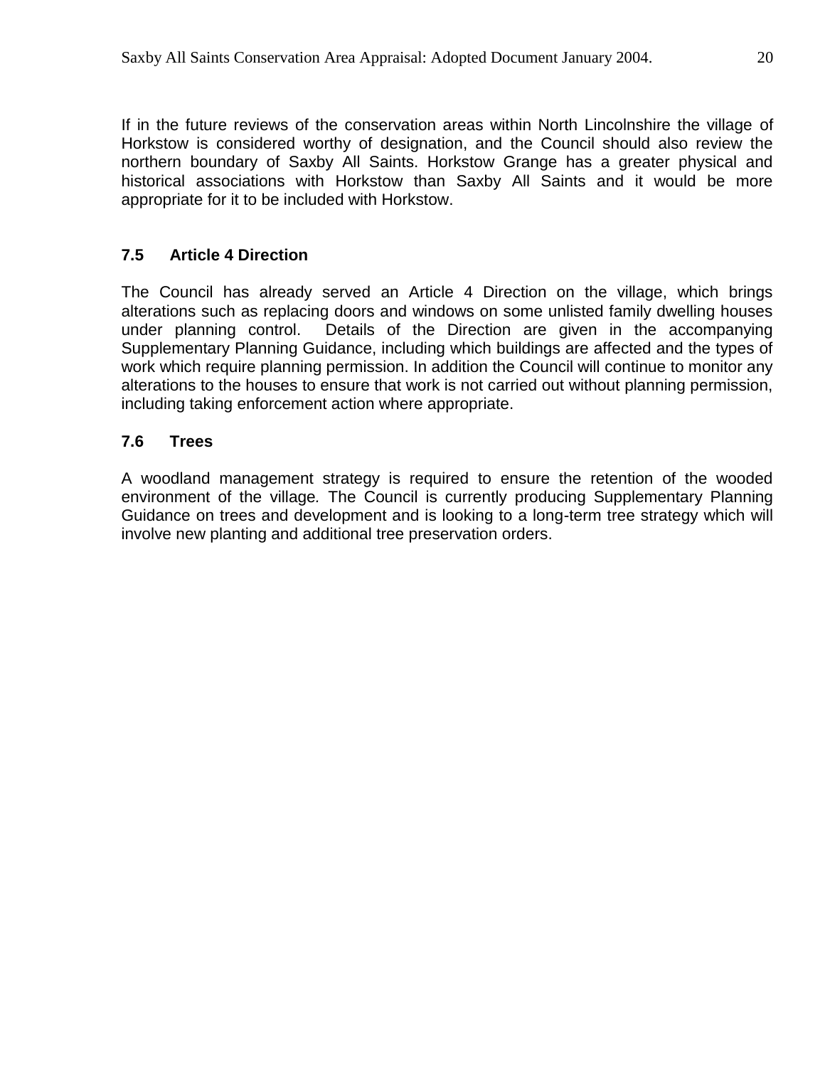If in the future reviews of the conservation areas within North Lincolnshire the village of Horkstow is considered worthy of designation, and the Council should also review the northern boundary of Saxby All Saints. Horkstow Grange has a greater physical and historical associations with Horkstow than Saxby All Saints and it would be more appropriate for it to be included with Horkstow.

### 7.5 Article 4 Direction

The Council has already served an Article 4 Direction on the village, which brings alterations such as replacing doors and windows on some unlisted family dwelling houses under planning control. Details of the Direction are given in the accompanying Supplementary Planning Guidance, including which buildings are affected and the types of work which require planning permission. In addition the Council will continue to monitor any alterations to the houses to ensure that work is not carried out without planning permission, including taking enforcement action where appropriate.

### 7.6 Trees

A woodland management strategy is required to ensure the retention of the wooded environment of the village. The Council is currently producing Supplementary Planning Guidance on trees and development and is looking to a long-term tree strategy which will involve new planting and additional tree preservation orders.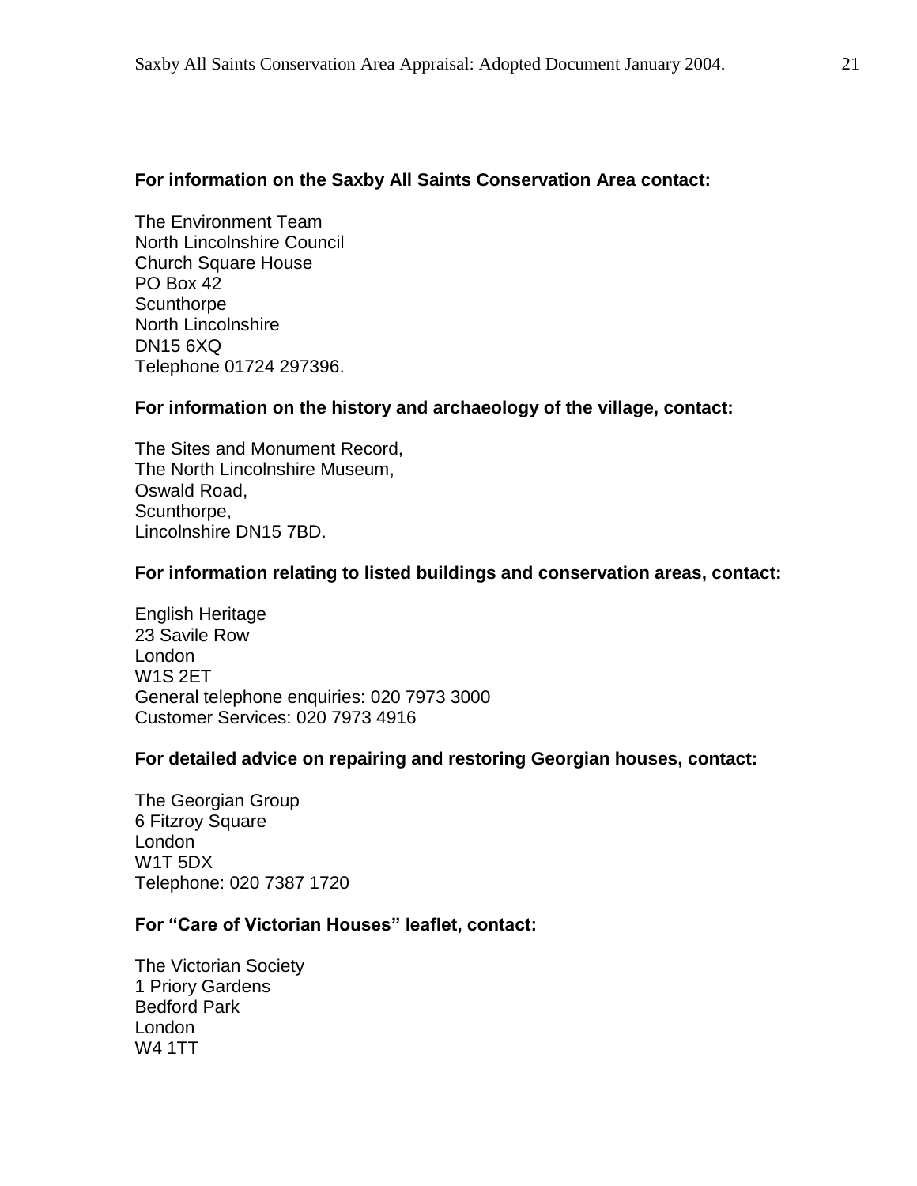**For information on the Saxby All Saints Conservation Area contact:**

The Environment Team  
North Lincolnshire Council  
Church Square House  
PO Box 42  
Scunthorpe  
North Lincolnshire  
DN15 6XQ  
Telephone 01724 297396.

**For information on the history and archaeology of the village, contact:**

The Sites and Monument Record,  
The North Lincolnshire Museum,  
Oswald Road,  
Scunthorpe,  
Lincolnshire DN15 7BD.

**For information relating to listed buildings and conservation areas, contact:**

English Heritage  
23 Savile Row  
London  
W1S 2ET  
General telephone enquiries: 020 7973 3000  
Customer Services: 020 7973 4916

**For detailed advice on repairing and restoring Georgian houses, contact:**

The Georgian Group  
6 Fitzroy Square  
London  
W1T 5DX  
Telephone: 020 7387 1720

**For "Care of Victorian Houses" leaflet, contact:**

The Victorian Society  
1 Priory Gardens  
Bedford Park  
London  
W4 1TT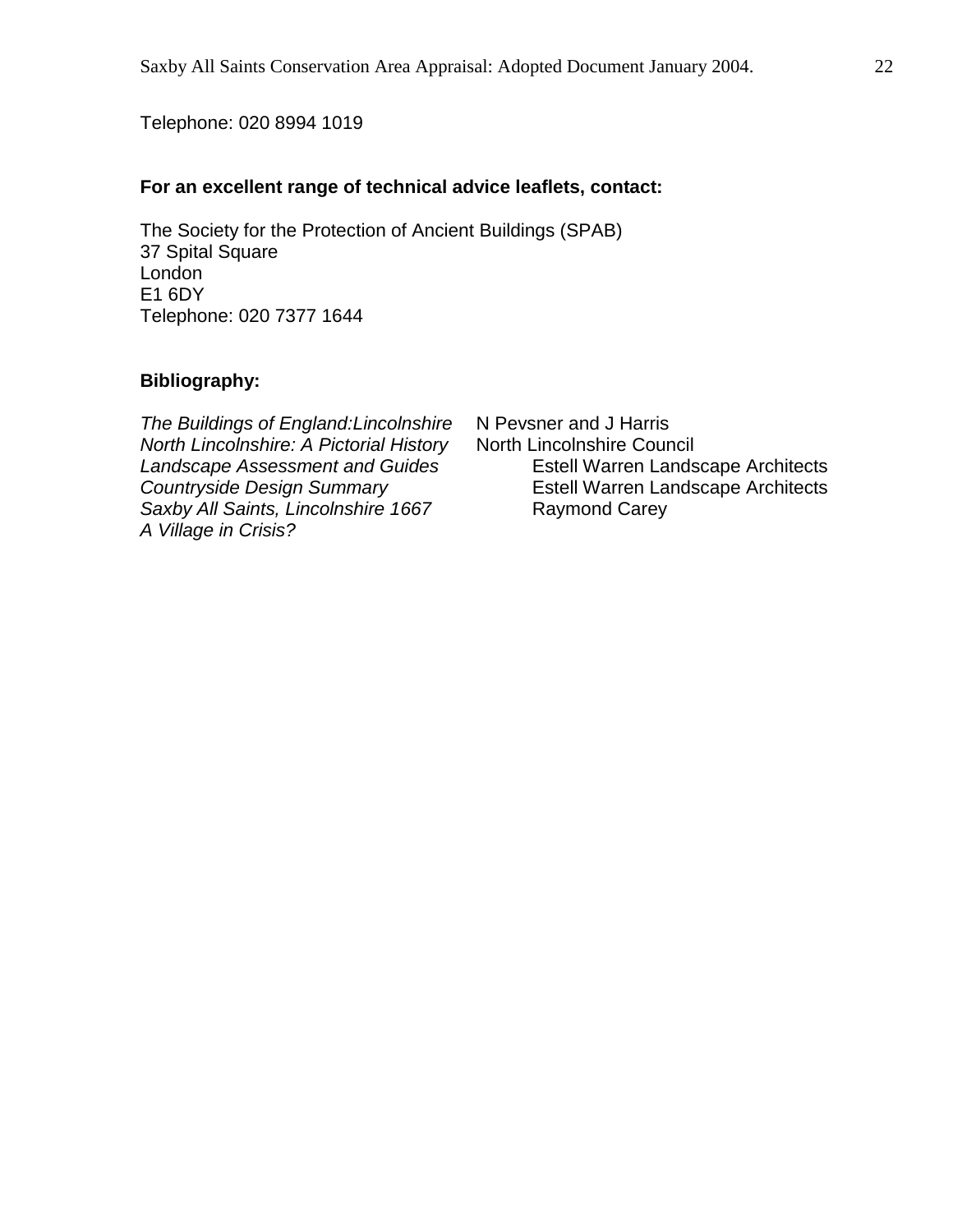Telephone: 020 8994 1019

**For an excellent range of technical advice leaflets, contact:**

The Society for the Protection of Ancient Buildings (SPAB)
37 Spital Square
London
E1 6DY
Telephone: 020 7377 1644

**Bibliography:**

| | |
|---|---|
| *The Buildings of England:Lincolnshire* | N Pevsner and J Harris |
| *North Lincolnshire: A Pictorial History* | North Lincolnshire Council |
| *Landscape Assessment and Guides* | Estell Warren Landscape Architects |
| *Countryside Design Summary* | Estell Warren Landscape Architects |
| *Saxby All Saints, Lincolnshire 1667 A Village in Crisis?* | Raymond Carey |